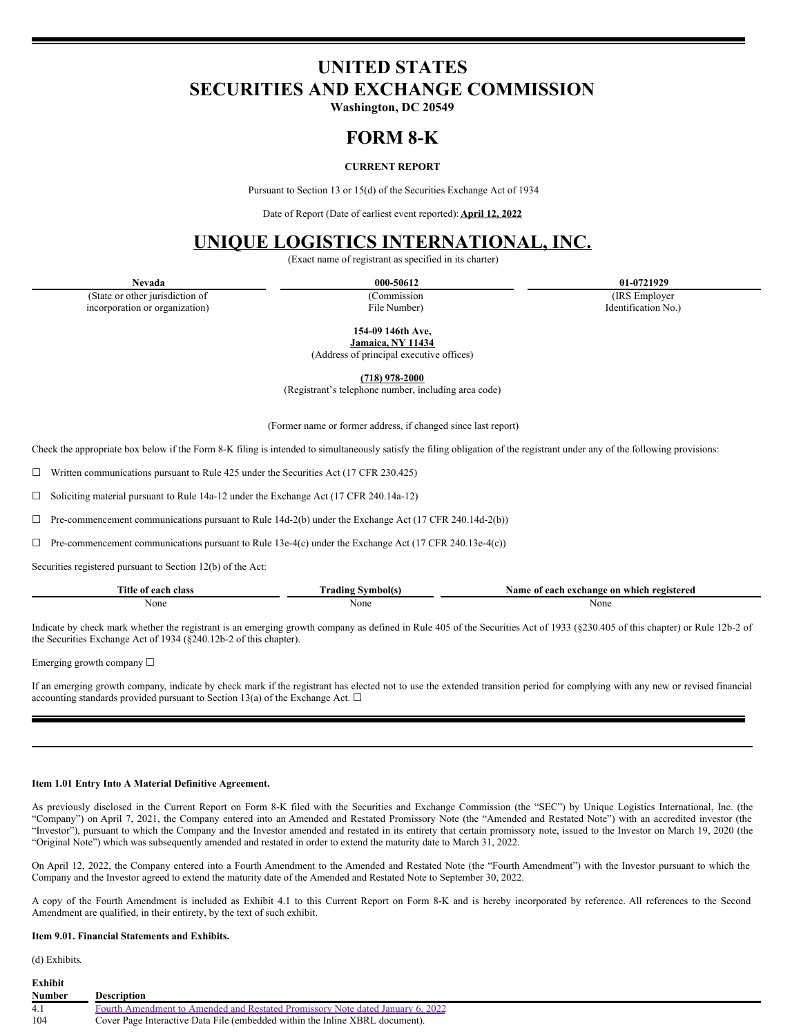# UNITED STATES
# SECURITIES AND EXCHANGE COMMISSION

**Washington, DC 20549**

# FORM 8-K

**CURRENT REPORT**

Pursuant to Section 13 or 15(d) of the Securities Exchange Act of 1934

Date of Report (Date of earliest event reported): **April 12, 2022**

# UNIQUE LOGISTICS INTERNATIONAL, INC.

(Exact name of registrant as specified in its charter)

| Nevada | 000-50612 | 01-0721929 |
|---|---|---|
| (State or other jurisdiction of incorporation or organization) | (Commission File Number) | (IRS Employer Identification No.) |

**154-09 146th Ave,**
**Jamaica, NY 11434**
(Address of principal executive offices)

**(718) 978-2000**
(Registrant's telephone number, including area code)

(Former name or former address, if changed since last report)

Check the appropriate box below if the Form 8-K filing is intended to simultaneously satisfy the filing obligation of the registrant under any of the following provisions:

☐ Written communications pursuant to Rule 425 under the Securities Act (17 CFR 230.425)

☐ Soliciting material pursuant to Rule 14a-12 under the Exchange Act (17 CFR 240.14a-12)

☐ Pre-commencement communications pursuant to Rule 14d-2(b) under the Exchange Act (17 CFR 240.14d-2(b))

☐ Pre-commencement communications pursuant to Rule 13e-4(c) under the Exchange Act (17 CFR 240.13e-4(c))

Securities registered pursuant to Section 12(b) of the Act:

| Title of each class | Trading Symbol(s) | Name of each exchange on which registered |
|---|---|---|
| None | None | None |

Indicate by check mark whether the registrant is an emerging growth company as defined in Rule 405 of the Securities Act of 1933 (§230.405 of this chapter) or Rule 12b-2 of the Securities Exchange Act of 1934 (§240.12b-2 of this chapter).

Emerging growth company ☐

If an emerging growth company, indicate by check mark if the registrant has elected not to use the extended transition period for complying with any new or revised financial accounting standards provided pursuant to Section 13(a) of the Exchange Act. ☐

**Item 1.01 Entry Into A Material Definitive Agreement.**

As previously disclosed in the Current Report on Form 8-K filed with the Securities and Exchange Commission (the "SEC") by Unique Logistics International, Inc. (the "Company") on April 7, 2021, the Company entered into an Amended and Restated Promissory Note (the "Amended and Restated Note") with an accredited investor (the "Investor"), pursuant to which the Company and the Investor amended and restated in its entirety that certain promissory note, issued to the Investor on March 19, 2020 (the "Original Note") which was subsequently amended and restated in order to extend the maturity date to March 31, 2022.

On April 12, 2022, the Company entered into a Fourth Amendment to the Amended and Restated Note (the "Fourth Amendment") with the Investor pursuant to which the Company and the Investor agreed to extend the maturity date of the Amended and Restated Note to September 30, 2022.

A copy of the Fourth Amendment is included as Exhibit 4.1 to this Current Report on Form 8-K and is hereby incorporated by reference. All references to the Second Amendment are qualified, in their entirety, by the text of such exhibit.

**Item 9.01. Financial Statements and Exhibits.**

(d) Exhibits.

| Exhibit Number | Description |
|---|---|
| 4.1 | Fourth Amendment to Amended and Restated Promissory Note dated January 6, 2022 |
| 104 | Cover Page Interactive Data File (embedded within the Inline XBRL document). |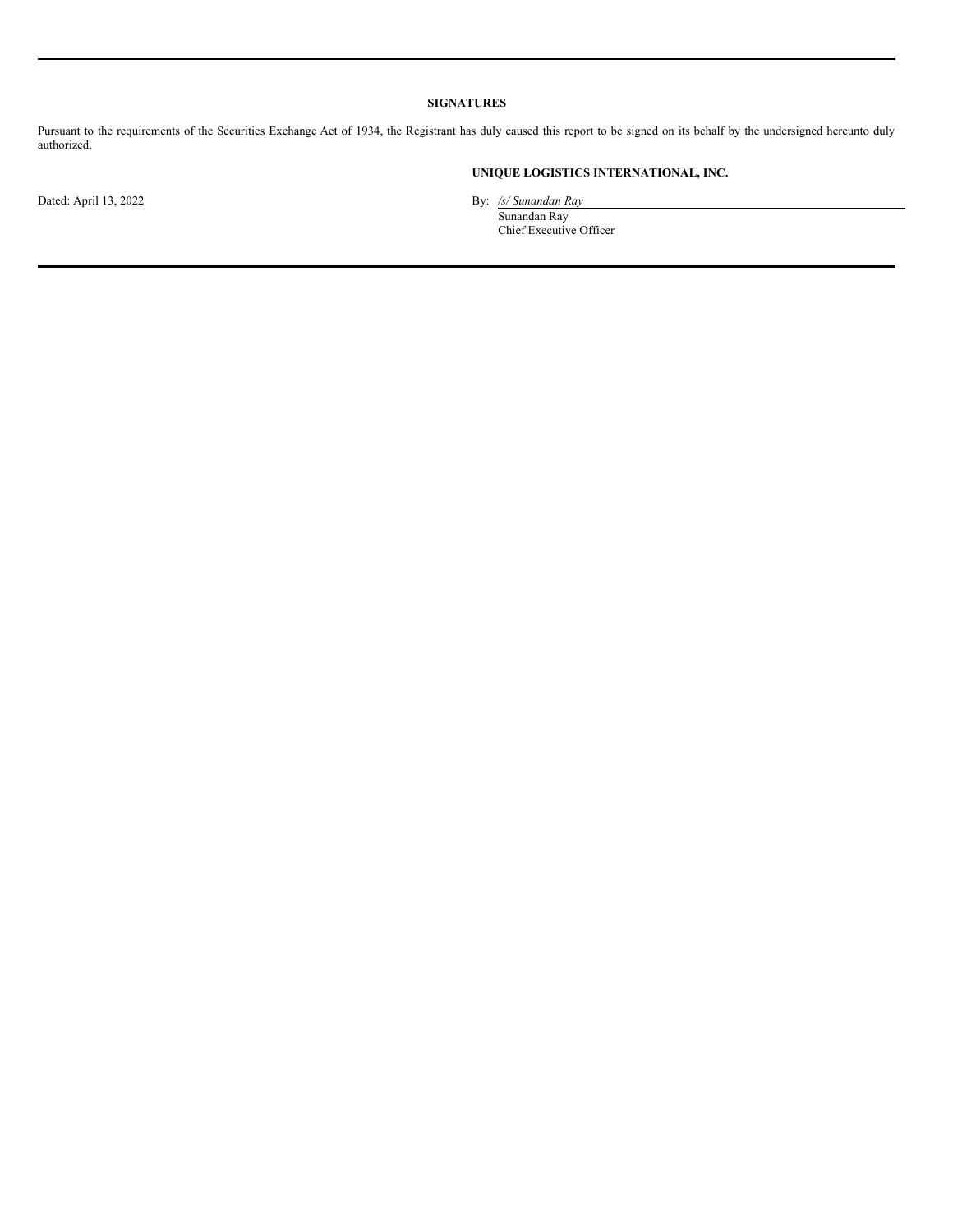## SIGNATURES

Pursuant to the requirements of the Securities Exchange Act of 1934, the Registrant has duly caused this report to be signed on its behalf by the undersigned hereunto duly authorized.

**UNIQUE LOGISTICS INTERNATIONAL, INC.**

Dated: April 13, 2022

By: */s/ Sunandan Ray*
Sunandan Ray
Chief Executive Officer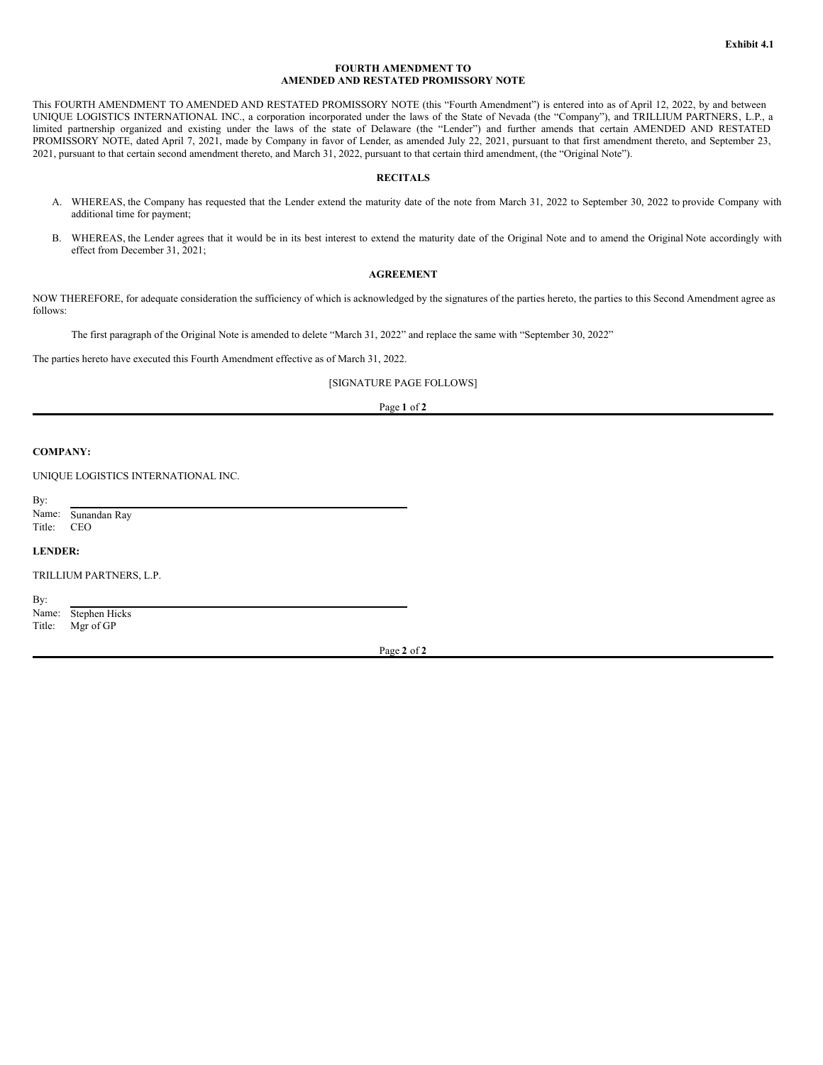Exhibit 4.1

**FOURTH AMENDMENT TO**
**AMENDED AND RESTATED PROMISSORY NOTE**

This FOURTH AMENDMENT TO AMENDED AND RESTATED PROMISSORY NOTE (this "Fourth Amendment") is entered into as of April 12, 2022, by and between UNIQUE LOGISTICS INTERNATIONAL INC., a corporation incorporated under the laws of the State of Nevada (the "Company"), and TRILLIUM PARTNERS, L.P., a limited partnership organized and existing under the laws of the state of Delaware (the "Lender") and further amends that certain AMENDED AND RESTATED PROMISSORY NOTE, dated April 7, 2021, made by Company in favor of Lender, as amended July 22, 2021, pursuant to that first amendment thereto, and September 23, 2021, pursuant to that certain second amendment thereto, and March 31, 2022, pursuant to that certain third amendment, (the "Original Note").

**RECITALS**

A. WHEREAS, the Company has requested that the Lender extend the maturity date of the note from March 31, 2022 to September 30, 2022 to provide Company with additional time for payment;

B. WHEREAS, the Lender agrees that it would be in its best interest to extend the maturity date of the Original Note and to amend the Original Note accordingly with effect from December 31, 2021;

**AGREEMENT**

NOW THEREFORE, for adequate consideration the sufficiency of which is acknowledged by the signatures of the parties hereto, the parties to this Second Amendment agree as follows:

The first paragraph of the Original Note is amended to delete "March 31, 2022" and replace the same with "September 30, 2022"

The parties hereto have executed this Fourth Amendment effective as of March 31, 2022.

[SIGNATURE PAGE FOLLOWS]

**COMPANY:**

UNIQUE LOGISTICS INTERNATIONAL INC.

By: \_\_\_\_\_\_\_\_\_\_\_\_\_\_\_\_\_\_\_\_\_\_\_\_\_\_\_\_
Name: Sunandan Ray
Title: CEO

**LENDER:**

TRILLIUM PARTNERS, L.P.

By: \_\_\_\_\_\_\_\_\_\_\_\_\_\_\_\_\_\_\_\_\_\_\_\_\_\_\_\_
Name: Stephen Hicks
Title: Mgr of GP